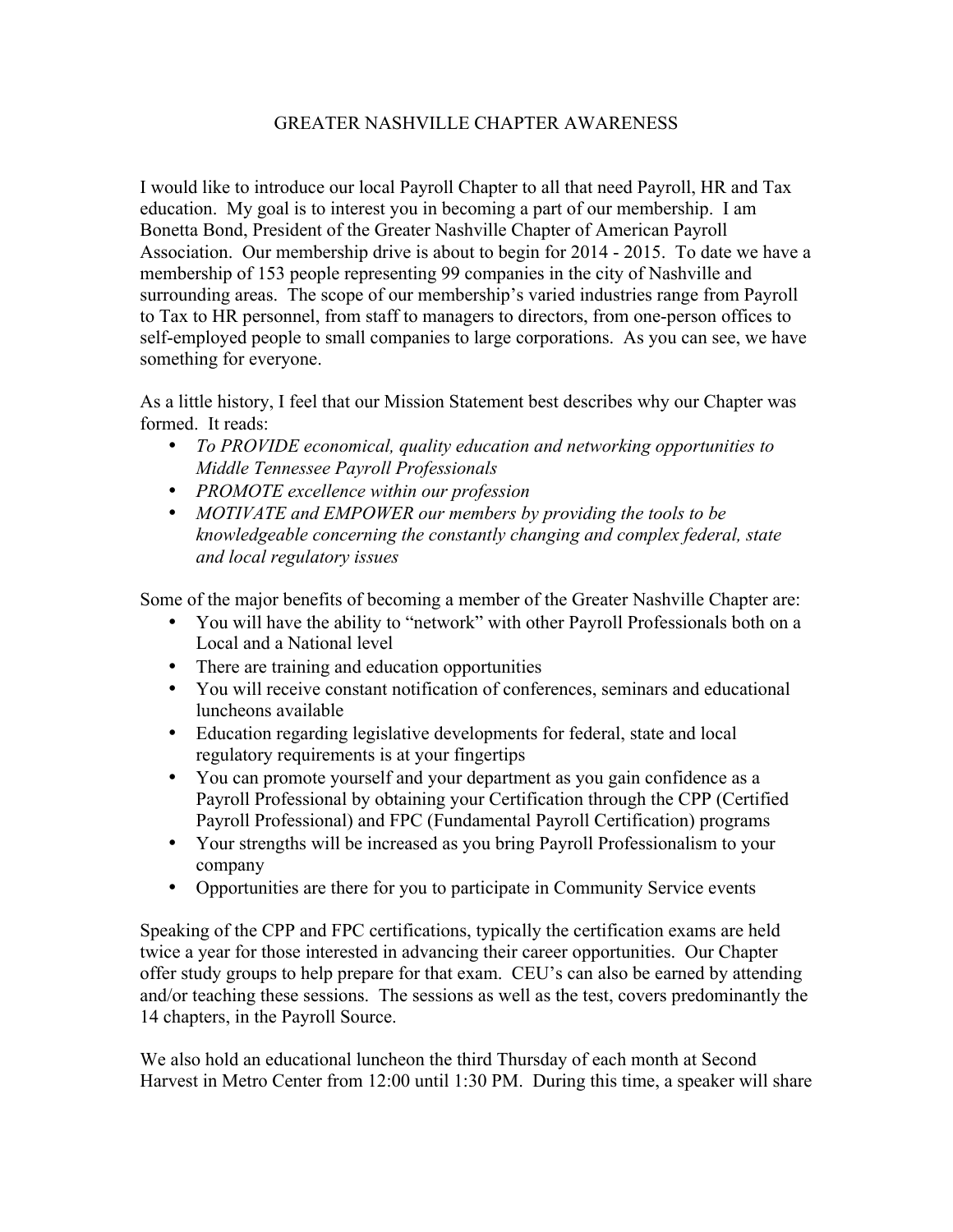# GREATER NASHVILLE CHAPTER AWARENESS

I would like to introduce our local Payroll Chapter to all that need Payroll, HR and Tax education. My goal is to interest you in becoming a part of our membership. I am Bonetta Bond, President of the Greater Nashville Chapter of American Payroll Association. Our membership drive is about to begin for 2014 - 2015. To date we have a membership of 153 people representing 99 companies in the city of Nashville and surrounding areas. The scope of our membership's varied industries range from Payroll to Tax to HR personnel, from staff to managers to directors, from one-person offices to self-employed people to small companies to large corporations. As you can see, we have something for everyone.

As a little history, I feel that our Mission Statement best describes why our Chapter was formed. It reads:

- *To PROVIDE economical, quality education and networking opportunities to Middle Tennessee Payroll Professionals*
- *PROMOTE excellence within our profession*
- *MOTIVATE and EMPOWER our members by providing the tools to be knowledgeable concerning the constantly changing and complex federal, state and local regulatory issues*

Some of the major benefits of becoming a member of the Greater Nashville Chapter are:

- You will have the ability to "network" with other Payroll Professionals both on a Local and a National level
- There are training and education opportunities
- You will receive constant notification of conferences, seminars and educational luncheons available
- Education regarding legislative developments for federal, state and local regulatory requirements is at your fingertips
- You can promote yourself and your department as you gain confidence as a Payroll Professional by obtaining your Certification through the CPP (Certified Payroll Professional) and FPC (Fundamental Payroll Certification) programs
- Your strengths will be increased as you bring Payroll Professionalism to your company
- Opportunities are there for you to participate in Community Service events

Speaking of the CPP and FPC certifications, typically the certification exams are held twice a year for those interested in advancing their career opportunities. Our Chapter offer study groups to help prepare for that exam. CEU's can also be earned by attending and/or teaching these sessions. The sessions as well as the test, covers predominantly the 14 chapters, in the Payroll Source.

We also hold an educational luncheon the third Thursday of each month at Second Harvest in Metro Center from 12:00 until 1:30 PM. During this time, a speaker will share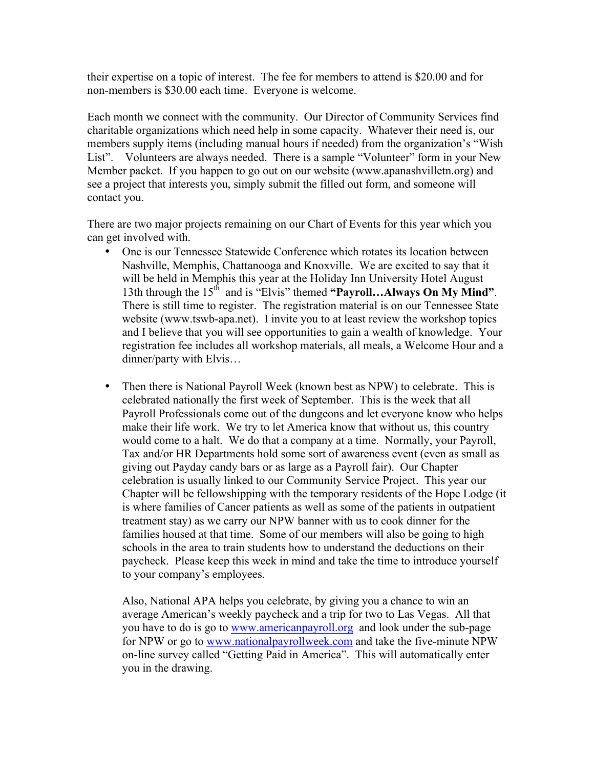their expertise on a topic of interest. The fee for members to attend is $20.00 and for non-members is $30.00 each time. Everyone is welcome.

Each month we connect with the community. Our Director of Community Services find charitable organizations which need help in some capacity. Whatever their need is, our members supply items (including manual hours if needed) from the organization's "Wish List". Volunteers are always needed. There is a sample "Volunteer" form in your New Member packet. If you happen to go out on our website (www.apanashvilletn.org) and see a project that interests you, simply submit the filled out form, and someone will contact you.

There are two major projects remaining on our Chart of Events for this year which you can get involved with.

- One is our Tennessee Statewide Conference which rotates its location between Nashville, Memphis, Chattanooga and Knoxville. We are excited to say that it will be held in Memphis this year at the Holiday Inn University Hotel August 13th through the 15th and is "Elvis" themed **"Payroll…Always On My Mind"**. There is still time to register. The registration material is on our Tennessee State website (www.tswb-apa.net). I invite you to at least review the workshop topics and I believe that you will see opportunities to gain a wealth of knowledge. Your registration fee includes all workshop materials, all meals, a Welcome Hour and a dinner/party with Elvis…

- Then there is National Payroll Week (known best as NPW) to celebrate. This is celebrated nationally the first week of September. This is the week that all Payroll Professionals come out of the dungeons and let everyone know who helps make their life work. We try to let America know that without us, this country would come to a halt. We do that a company at a time. Normally, your Payroll, Tax and/or HR Departments hold some sort of awareness event (even as small as giving out Payday candy bars or as large as a Payroll fair). Our Chapter celebration is usually linked to our Community Service Project. This year our Chapter will be fellowshipping with the temporary residents of the Hope Lodge (it is where families of Cancer patients as well as some of the patients in outpatient treatment stay) as we carry our NPW banner with us to cook dinner for the families housed at that time. Some of our members will also be going to high schools in the area to train students how to understand the deductions on their paycheck. Please keep this week in mind and take the time to introduce yourself to your company's employees.

  Also, National APA helps you celebrate, by giving you a chance to win an average American's weekly paycheck and a trip for two to Las Vegas. All that you have to do is go to [www.americanpayroll.org](http://www.americanpayroll.org) and look under the sub-page for NPW or go to [www.nationalpayrollweek.com](http://www.nationalpayrollweek.com) and take the five-minute NPW on-line survey called "Getting Paid in America". This will automatically enter you in the drawing.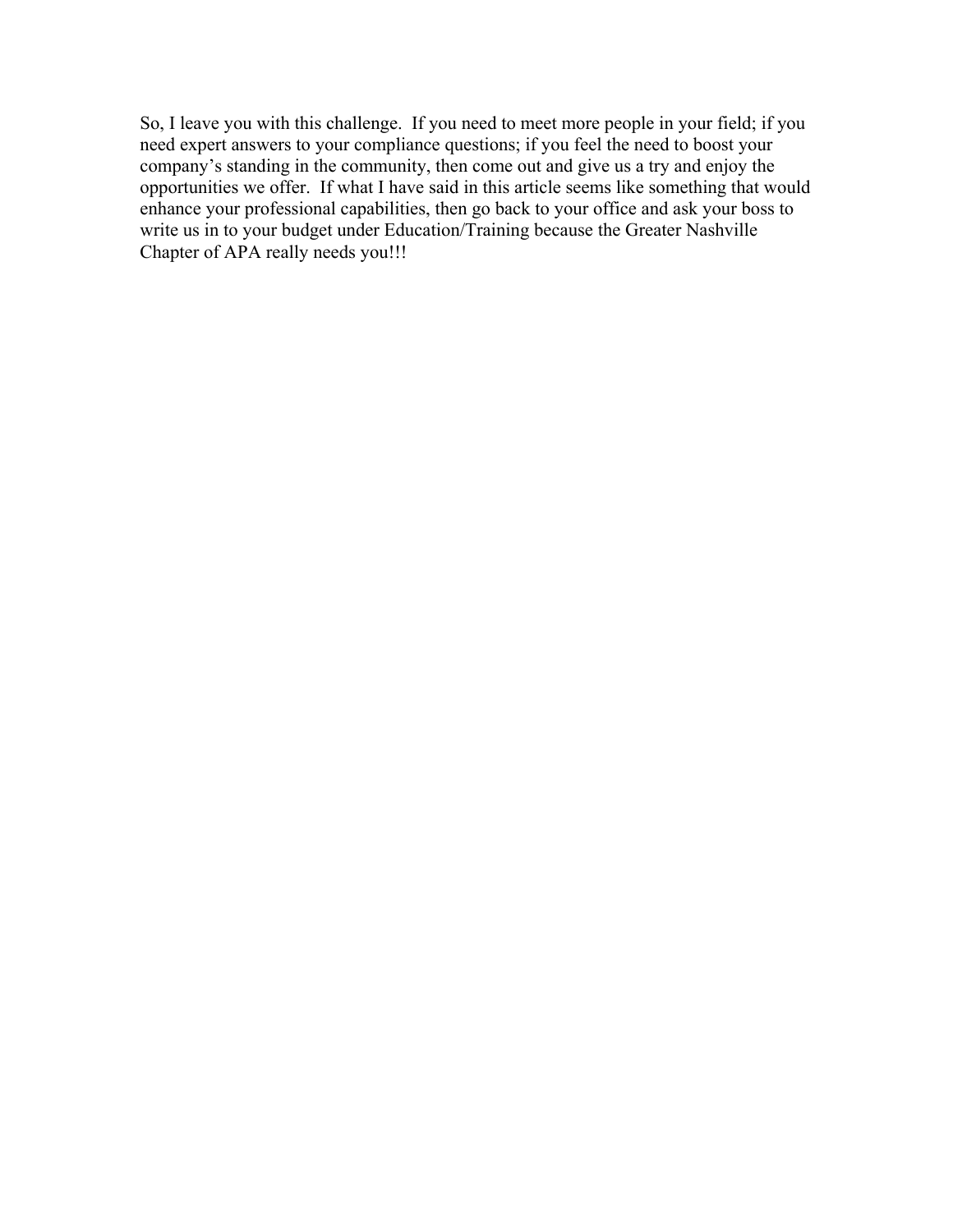So, I leave you with this challenge. If you need to meet more people in your field; if you need expert answers to your compliance questions; if you feel the need to boost your company's standing in the community, then come out and give us a try and enjoy the opportunities we offer. If what I have said in this article seems like something that would enhance your professional capabilities, then go back to your office and ask your boss to write us in to your budget under Education/Training because the Greater Nashville Chapter of APA really needs you!!!